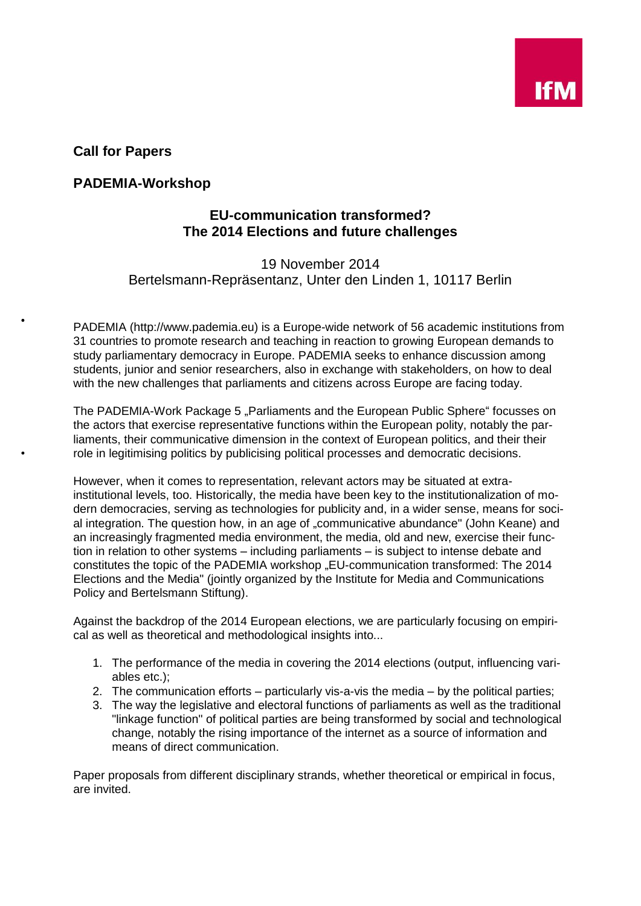**Call for Papers**

**PADEMIA-Workshop**

## EU-communication transformed? The 2014 Elections and future challenges

19 November 2014
Bertelsmann-Repräsentanz, Unter den Linden 1, 10117 Berlin

PADEMIA (http://www.pademia.eu) is a Europe-wide network of 56 academic institutions from 31 countries to promote research and teaching in reaction to growing European demands to study parliamentary democracy in Europe. PADEMIA seeks to enhance discussion among students, junior and senior researchers, also in exchange with stakeholders, on how to deal with the new challenges that parliaments and citizens across Europe are facing today.

The PADEMIA-Work Package 5 „Parliaments and the European Public Sphere" focusses on the actors that exercise representative functions within the European polity, notably the parliaments, their communicative dimension in the context of European politics, and their their role in legitimising politics by publicising political processes and democratic decisions.

However, when it comes to representation, relevant actors may be situated at extra-institutional levels, too. Historically, the media have been key to the institutionalization of modern democracies, serving as technologies for publicity and, in a wider sense, means for social integration. The question how, in an age of „communicative abundance" (John Keane) and an increasingly fragmented media environment, the media, old and new, exercise their function in relation to other systems – including parliaments – is subject to intense debate and constitutes the topic of the PADEMIA workshop „EU-communication transformed: The 2014 Elections and the Media" (jointly organized by the Institute for Media and Communications Policy and Bertelsmann Stiftung).

Against the backdrop of the 2014 European elections, we are particularly focusing on empirical as well as theoretical and methodological insights into...

1. The performance of the media in covering the 2014 elections (output, influencing variables etc.);
2. The communication efforts – particularly vis-a-vis the media – by the political parties;
3. The way the legislative and electoral functions of parliaments as well as the traditional "linkage function" of political parties are being transformed by social and technological change, notably the rising importance of the internet as a source of information and means of direct communication.

Paper proposals from different disciplinary strands, whether theoretical or empirical in focus, are invited.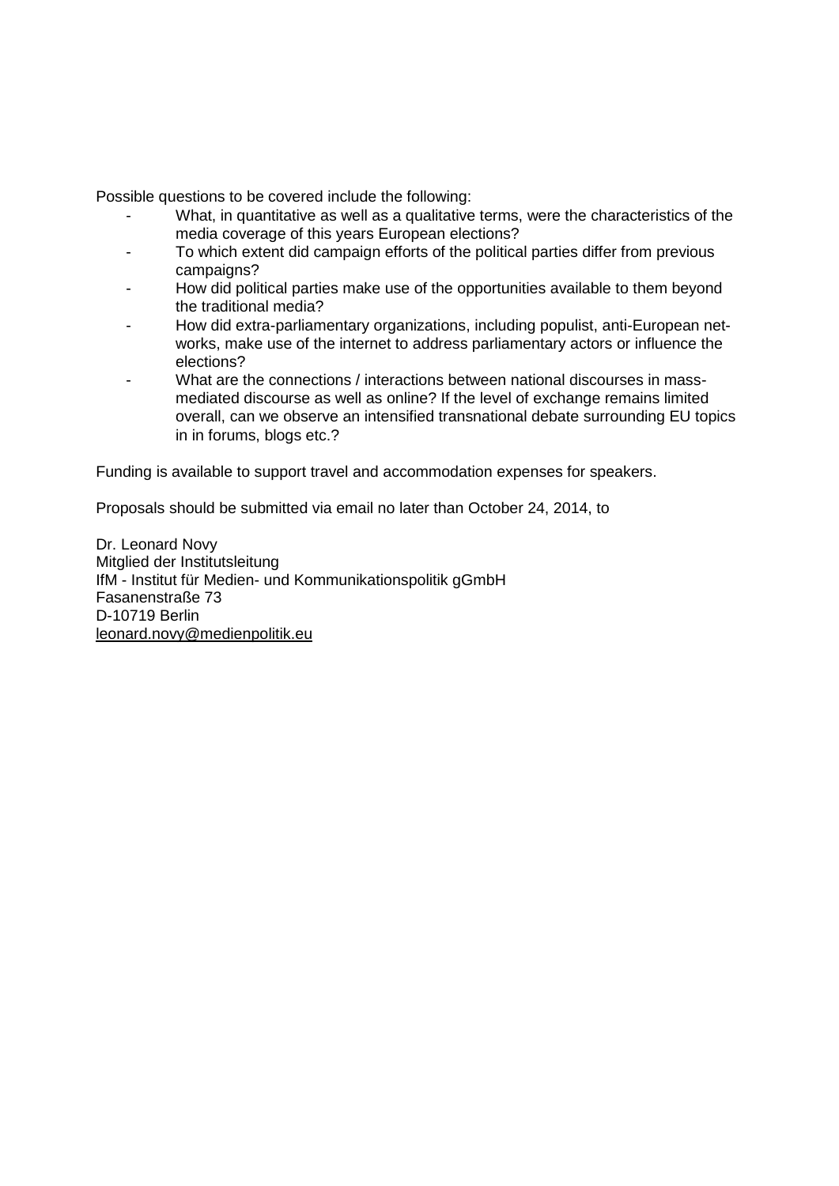Possible questions to be covered include the following:

- What, in quantitative as well as a qualitative terms, were the characteristics of the media coverage of this years European elections?
- To which extent did campaign efforts of the political parties differ from previous campaigns?
- How did political parties make use of the opportunities available to them beyond the traditional media?
- How did extra-parliamentary organizations, including populist, anti-European networks, make use of the internet to address parliamentary actors or influence the elections?
- What are the connections / interactions between national discourses in mass-mediated discourse as well as online? If the level of exchange remains limited overall, can we observe an intensified transnational debate surrounding EU topics in in forums, blogs etc.?

Funding is available to support travel and accommodation expenses for speakers.

Proposals should be submitted via email no later than October 24, 2014, to

Dr. Leonard Novy
Mitglied der Institutsleitung
IfM - Institut für Medien- und Kommunikationspolitik gGmbH
Fasanenstraße 73
D-10719 Berlin
leonard.novy@medienpolitik.eu